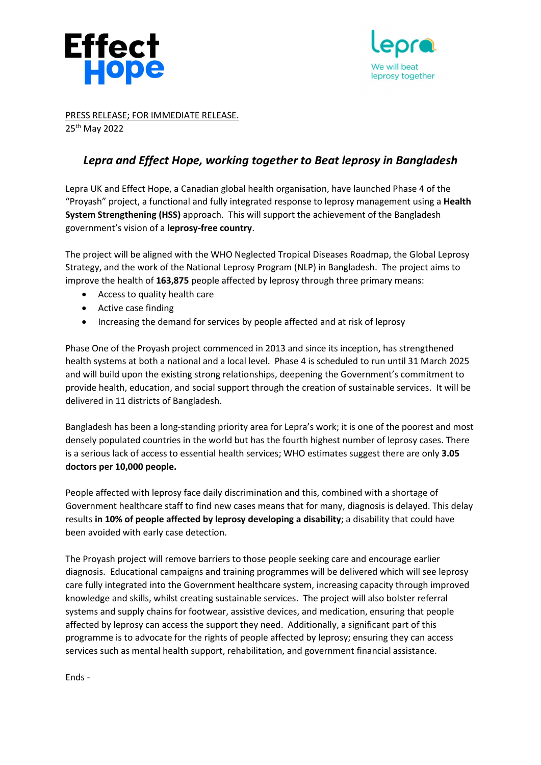Effect Hope

lepra
We will beat leprosy together

PRESS RELEASE; FOR IMMEDIATE RELEASE.
25th May 2022

## *Lepra and Effect Hope, working together to Beat leprosy in Bangladesh*

Lepra UK and Effect Hope, a Canadian global health organisation, have launched Phase 4 of the "Proyash" project, a functional and fully integrated response to leprosy management using a **Health System Strengthening (HSS)** approach. This will support the achievement of the Bangladesh government's vision of a **leprosy-free country**.

The project will be aligned with the WHO Neglected Tropical Diseases Roadmap, the Global Leprosy Strategy, and the work of the National Leprosy Program (NLP) in Bangladesh. The project aims to improve the health of **163,875** people affected by leprosy through three primary means:

- Access to quality health care
- Active case finding
- Increasing the demand for services by people affected and at risk of leprosy

Phase One of the Proyash project commenced in 2013 and since its inception, has strengthened health systems at both a national and a local level. Phase 4 is scheduled to run until 31 March 2025 and will build upon the existing strong relationships, deepening the Government's commitment to provide health, education, and social support through the creation of sustainable services. It will be delivered in 11 districts of Bangladesh.

Bangladesh has been a long-standing priority area for Lepra's work; it is one of the poorest and most densely populated countries in the world but has the fourth highest number of leprosy cases. There is a serious lack of access to essential health services; WHO estimates suggest there are only **3.05 doctors per 10,000 people.**

People affected with leprosy face daily discrimination and this, combined with a shortage of Government healthcare staff to find new cases means that for many, diagnosis is delayed. This delay results **in 10% of people affected by leprosy developing a disability**; a disability that could have been avoided with early case detection.

The Proyash project will remove barriers to those people seeking care and encourage earlier diagnosis. Educational campaigns and training programmes will be delivered which will see leprosy care fully integrated into the Government healthcare system, increasing capacity through improved knowledge and skills, whilst creating sustainable services. The project will also bolster referral systems and supply chains for footwear, assistive devices, and medication, ensuring that people affected by leprosy can access the support they need. Additionally, a significant part of this programme is to advocate for the rights of people affected by leprosy; ensuring they can access services such as mental health support, rehabilitation, and government financial assistance.

Ends -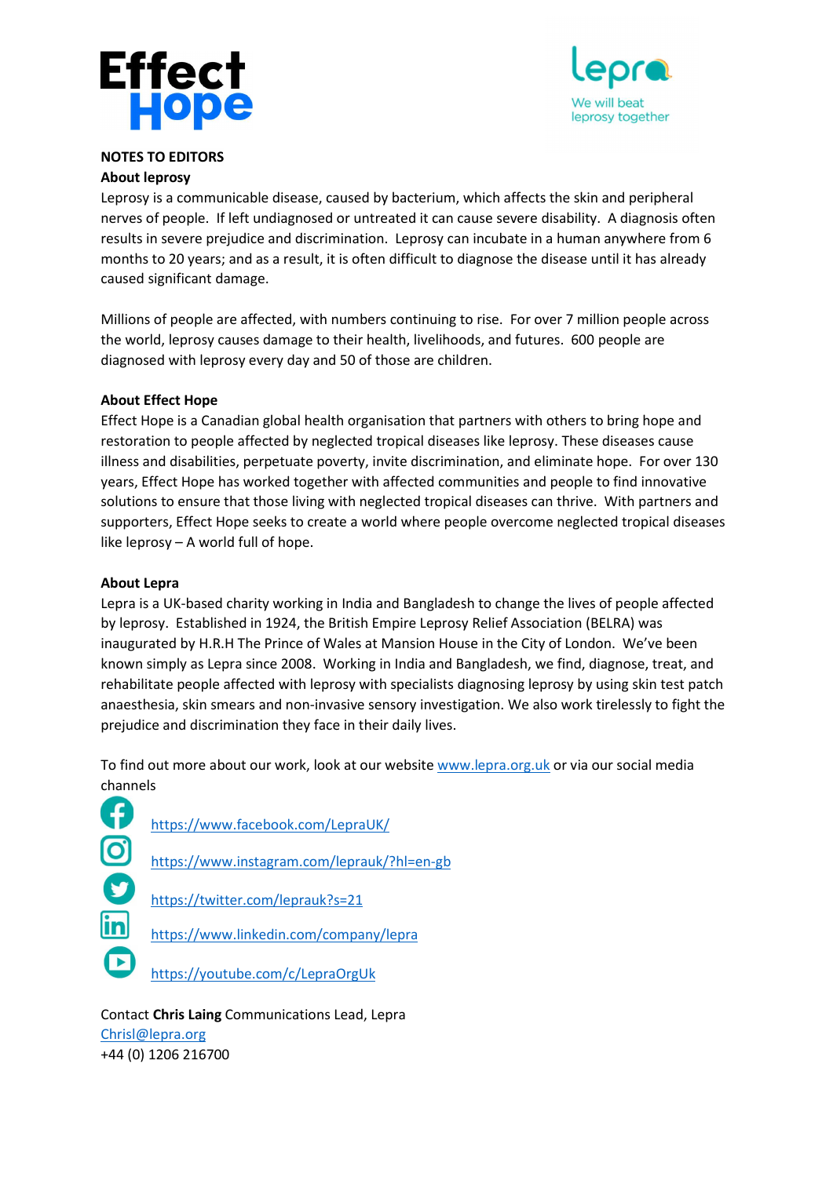**NOTES TO EDITORS**

**About leprosy**

Leprosy is a communicable disease, caused by bacterium, which affects the skin and peripheral nerves of people. If left undiagnosed or untreated it can cause severe disability. A diagnosis often results in severe prejudice and discrimination. Leprosy can incubate in a human anywhere from 6 months to 20 years; and as a result, it is often difficult to diagnose the disease until it has already caused significant damage.

Millions of people are affected, with numbers continuing to rise. For over 7 million people across the world, leprosy causes damage to their health, livelihoods, and futures. 600 people are diagnosed with leprosy every day and 50 of those are children.

**About Effect Hope**

Effect Hope is a Canadian global health organisation that partners with others to bring hope and restoration to people affected by neglected tropical diseases like leprosy. These diseases cause illness and disabilities, perpetuate poverty, invite discrimination, and eliminate hope. For over 130 years, Effect Hope has worked together with affected communities and people to find innovative solutions to ensure that those living with neglected tropical diseases can thrive. With partners and supporters, Effect Hope seeks to create a world where people overcome neglected tropical diseases like leprosy – A world full of hope.

**About Lepra**

Lepra is a UK-based charity working in India and Bangladesh to change the lives of people affected by leprosy. Established in 1924, the British Empire Leprosy Relief Association (BELRA) was inaugurated by H.R.H The Prince of Wales at Mansion House in the City of London. We've been known simply as Lepra since 2008. Working in India and Bangladesh, we find, diagnose, treat, and rehabilitate people affected with leprosy with specialists diagnosing leprosy by using skin test patch anaesthesia, skin smears and non-invasive sensory investigation. We also work tirelessly to fight the prejudice and discrimination they face in their daily lives.

To find out more about our work, look at our website www.lepra.org.uk or via our social media channels

https://www.facebook.com/LepraUK/

https://www.instagram.com/leprauk/?hl=en-gb

https://twitter.com/leprauk?s=21

https://www.linkedin.com/company/lepra

https://youtube.com/c/LepraOrgUk

Contact **Chris Laing** Communications Lead, Lepra
ChrisI@lepra.org
+44 (0) 1206 216700